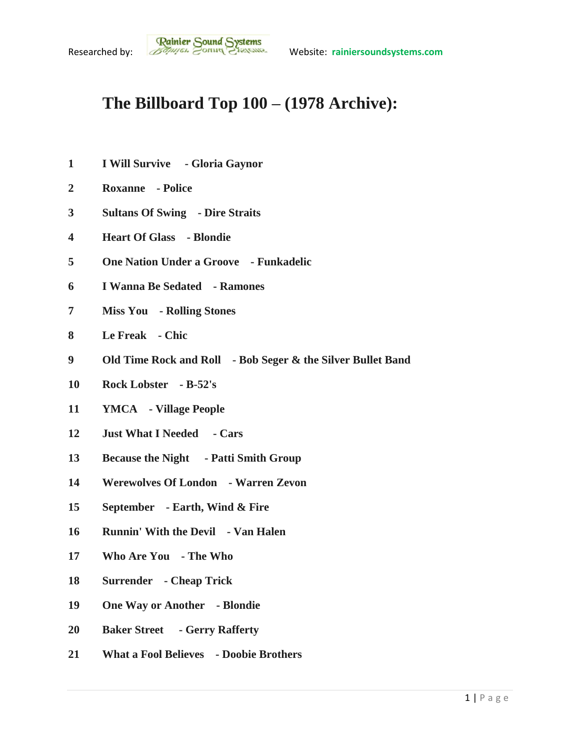Researched by: Rainier Sound Systems Website: rainiersoundsystems.com

# The Billboard Top 100 – (1978 Archive):

**1** **I Will Survive - Gloria Gaynor**

**2** **Roxanne - Police**

**3** **Sultans Of Swing - Dire Straits**

**4** **Heart Of Glass - Blondie**

**5** **One Nation Under a Groove - Funkadelic**

**6** **I Wanna Be Sedated - Ramones**

**7** **Miss You - Rolling Stones**

**8** **Le Freak - Chic**

**9** **Old Time Rock and Roll - Bob Seger & the Silver Bullet Band**

**10** **Rock Lobster - B-52's**

**11** **YMCA - Village People**

**12** **Just What I Needed - Cars**

**13** **Because the Night - Patti Smith Group**

**14** **Werewolves Of London - Warren Zevon**

**15** **September - Earth, Wind & Fire**

**16** **Runnin' With the Devil - Van Halen**

**17** **Who Are You - The Who**

**18** **Surrender - Cheap Trick**

**19** **One Way or Another - Blondie**

**20** **Baker Street - Gerry Rafferty**

**21** **What a Fool Believes - Doobie Brothers**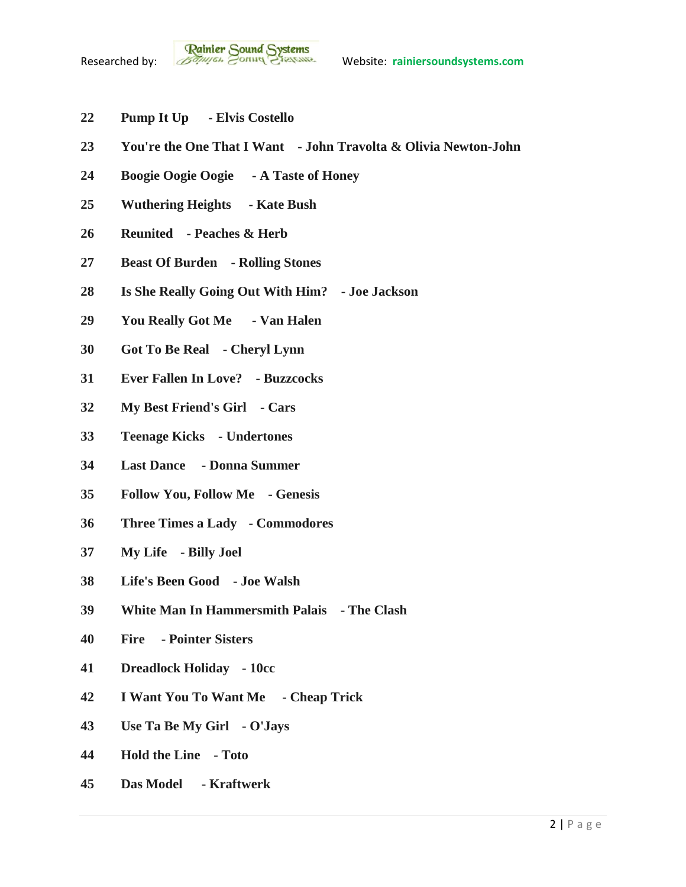**22 Pump It Up - Elvis Costello**

**23 You're the One That I Want - John Travolta & Olivia Newton-John**

**24 Boogie Oogie Oogie - A Taste of Honey**

**25 Wuthering Heights - Kate Bush**

**26 Reunited - Peaches & Herb**

**27 Beast Of Burden - Rolling Stones**

**28 Is She Really Going Out With Him? - Joe Jackson**

**29 You Really Got Me - Van Halen**

**30 Got To Be Real - Cheryl Lynn**

**31 Ever Fallen In Love? - Buzzcocks**

**32 My Best Friend's Girl - Cars**

**33 Teenage Kicks - Undertones**

**34 Last Dance - Donna Summer**

**35 Follow You, Follow Me - Genesis**

**36 Three Times a Lady - Commodores**

**37 My Life - Billy Joel**

**38 Life's Been Good - Joe Walsh**

**39 White Man In Hammersmith Palais - The Clash**

**40 Fire - Pointer Sisters**

**41 Dreadlock Holiday - 10cc**

**42 I Want You To Want Me - Cheap Trick**

**43 Use Ta Be My Girl - O'Jays**

**44 Hold the Line - Toto**

**45 Das Model - Kraftwerk**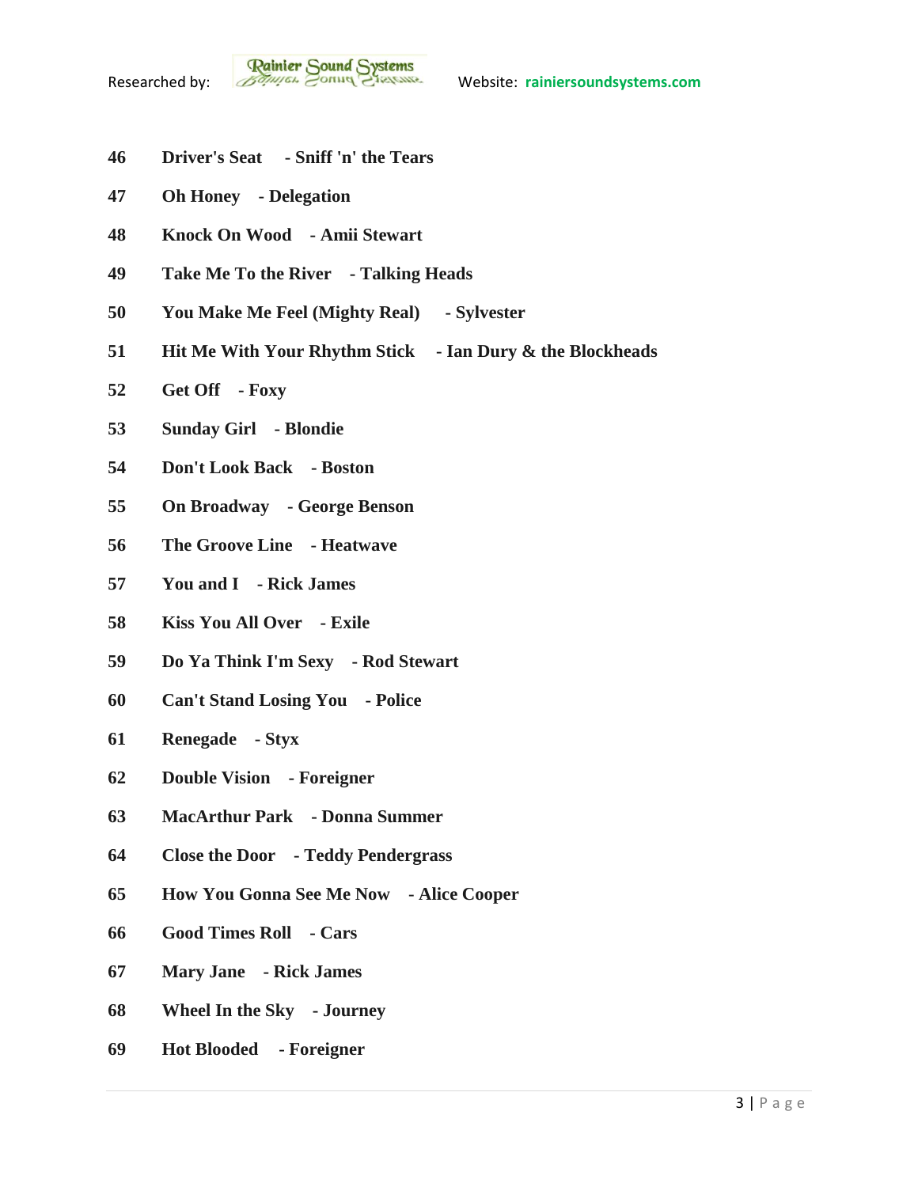**46 Driver's Seat - Sniff 'n' the Tears**

**47 Oh Honey - Delegation**

**48 Knock On Wood - Amii Stewart**

**49 Take Me To the River - Talking Heads**

**50 You Make Me Feel (Mighty Real) - Sylvester**

**51 Hit Me With Your Rhythm Stick - Ian Dury & the Blockheads**

**52 Get Off - Foxy**

**53 Sunday Girl - Blondie**

**54 Don't Look Back - Boston**

**55 On Broadway - George Benson**

**56 The Groove Line - Heatwave**

**57 You and I - Rick James**

**58 Kiss You All Over - Exile**

**59 Do Ya Think I'm Sexy - Rod Stewart**

**60 Can't Stand Losing You - Police**

**61 Renegade - Styx**

**62 Double Vision - Foreigner**

**63 MacArthur Park - Donna Summer**

**64 Close the Door - Teddy Pendergrass**

**65 How You Gonna See Me Now - Alice Cooper**

**66 Good Times Roll - Cars**

**67 Mary Jane - Rick James**

**68 Wheel In the Sky - Journey**

**69 Hot Blooded - Foreigner**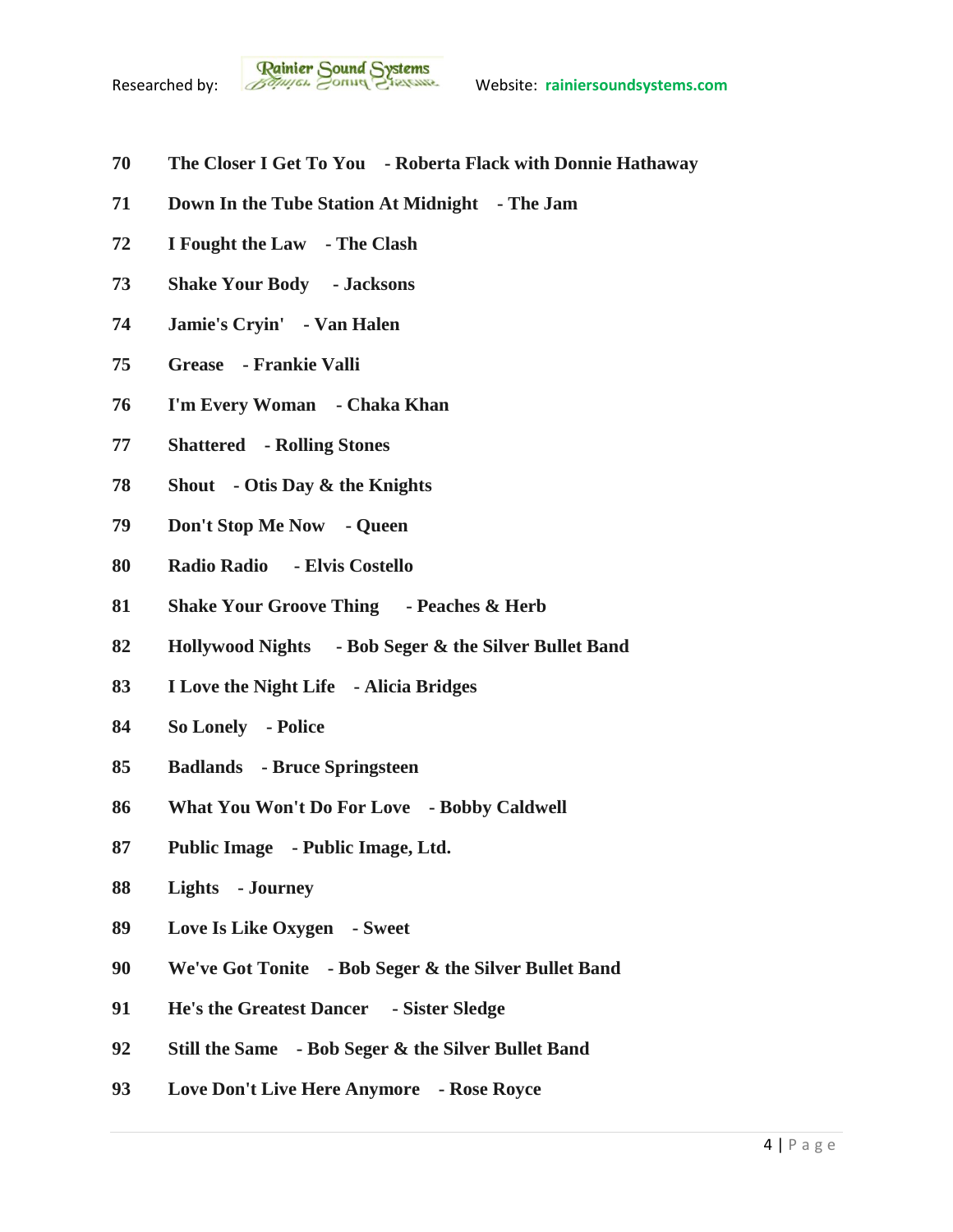**70 The Closer I Get To You - Roberta Flack with Donnie Hathaway**

**71 Down In the Tube Station At Midnight - The Jam**

**72 I Fought the Law - The Clash**

**73 Shake Your Body - Jacksons**

**74 Jamie's Cryin' - Van Halen**

**75 Grease - Frankie Valli**

**76 I'm Every Woman - Chaka Khan**

**77 Shattered - Rolling Stones**

**78 Shout - Otis Day & the Knights**

**79 Don't Stop Me Now - Queen**

**80 Radio Radio - Elvis Costello**

**81 Shake Your Groove Thing - Peaches & Herb**

**82 Hollywood Nights - Bob Seger & the Silver Bullet Band**

**83 I Love the Night Life - Alicia Bridges**

**84 So Lonely - Police**

**85 Badlands - Bruce Springsteen**

**86 What You Won't Do For Love - Bobby Caldwell**

**87 Public Image - Public Image, Ltd.**

**88 Lights - Journey**

**89 Love Is Like Oxygen - Sweet**

**90 We've Got Tonite - Bob Seger & the Silver Bullet Band**

**91 He's the Greatest Dancer - Sister Sledge**

**92 Still the Same - Bob Seger & the Silver Bullet Band**

**93 Love Don't Live Here Anymore - Rose Royce**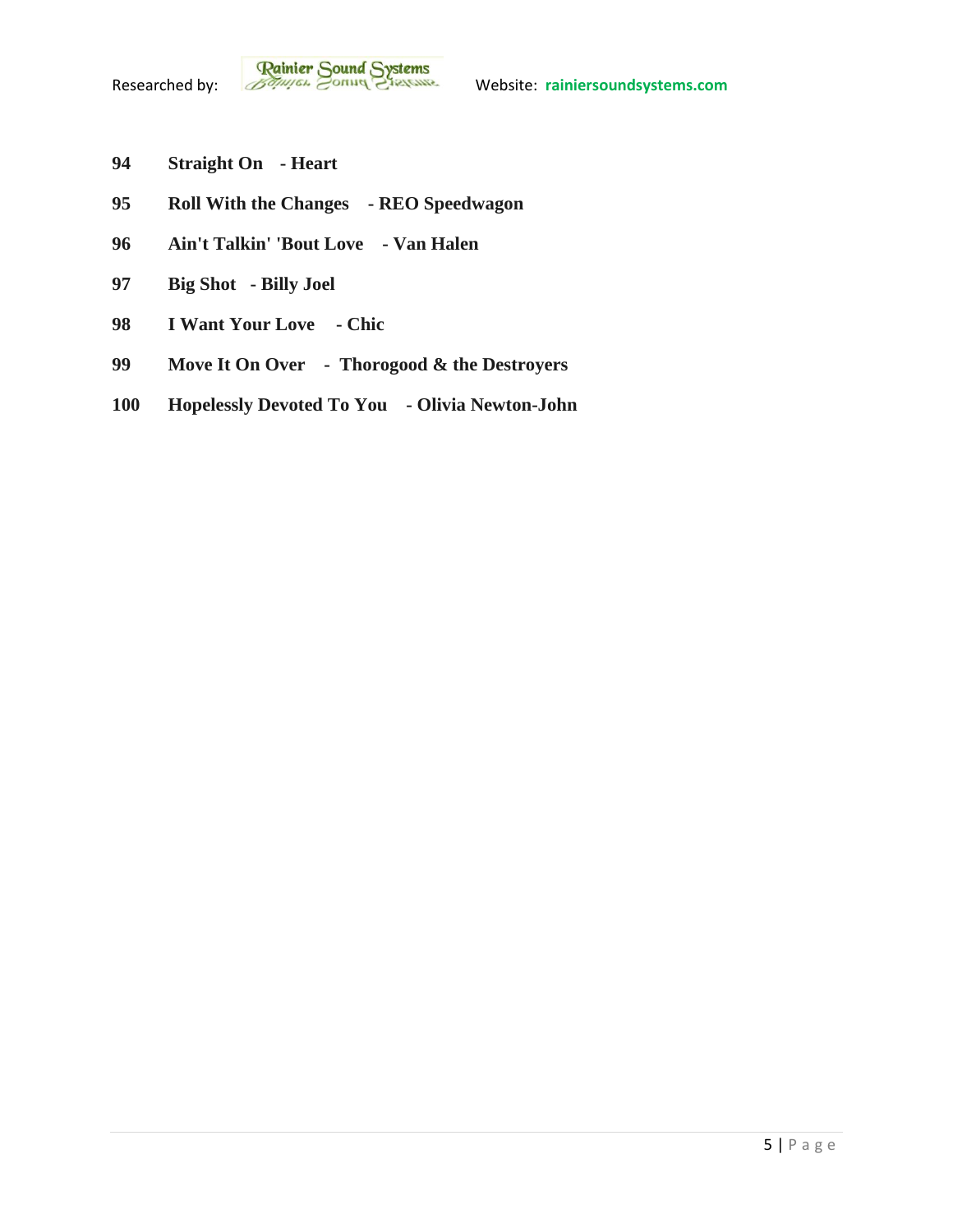**94 Straight On - Heart**

**95 Roll With the Changes - REO Speedwagon**

**96 Ain't Talkin' 'Bout Love - Van Halen**

**97 Big Shot - Billy Joel**

**98 I Want Your Love - Chic**

**99 Move It On Over - Thorogood & the Destroyers**

**100 Hopelessly Devoted To You - Olivia Newton-John**